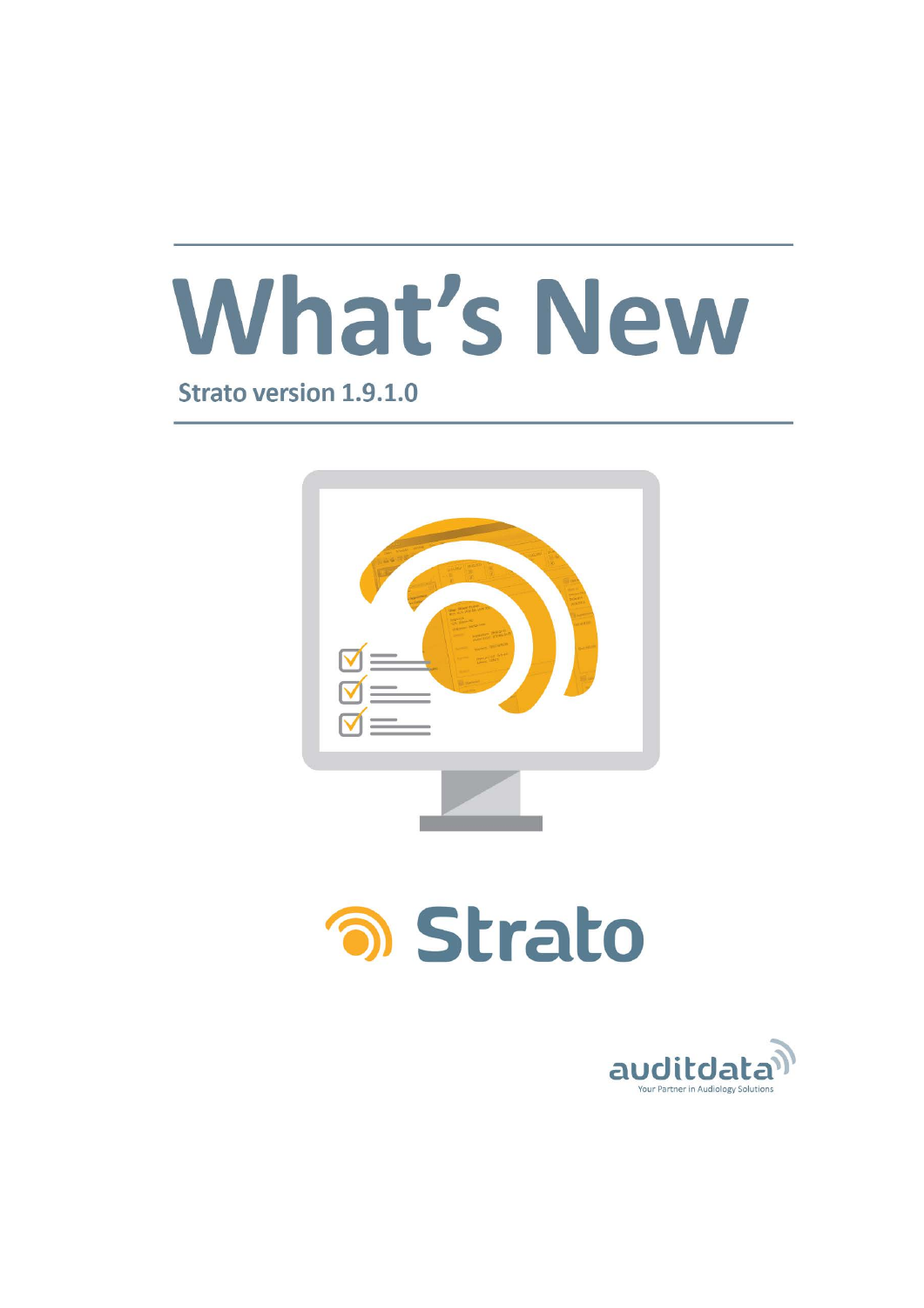# What's New

Strato version 1.9.1.0

Strato

auditdata
Your Partner in Audiology Solutions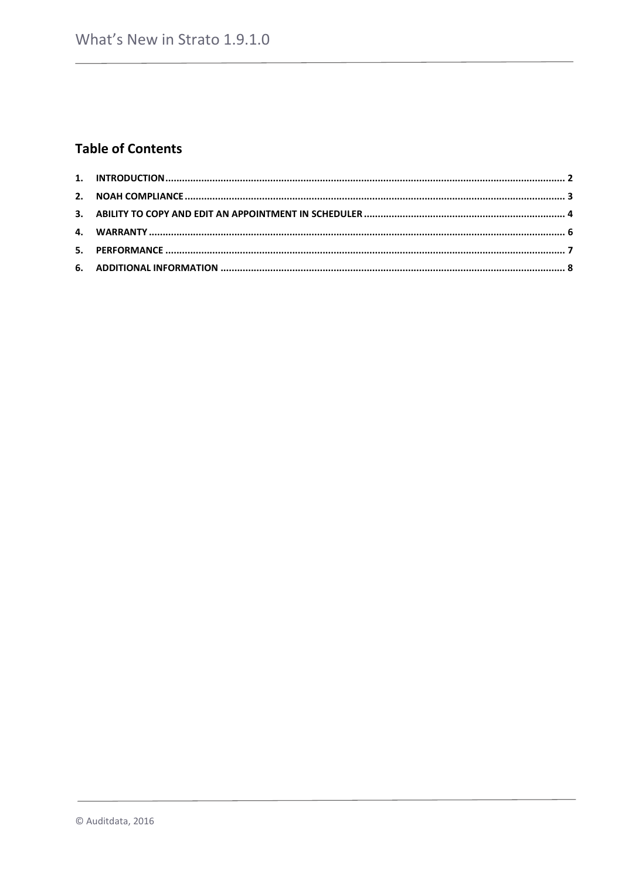## Table of Contents

1. INTRODUCTION .......... 2
2. NOAH COMPLIANCE .......... 3
3. ABILITY TO COPY AND EDIT AN APPOINTMENT IN SCHEDULER .......... 4
4. WARRANTY .......... 6
5. PERFORMANCE .......... 7
6. ADDITIONAL INFORMATION .......... 8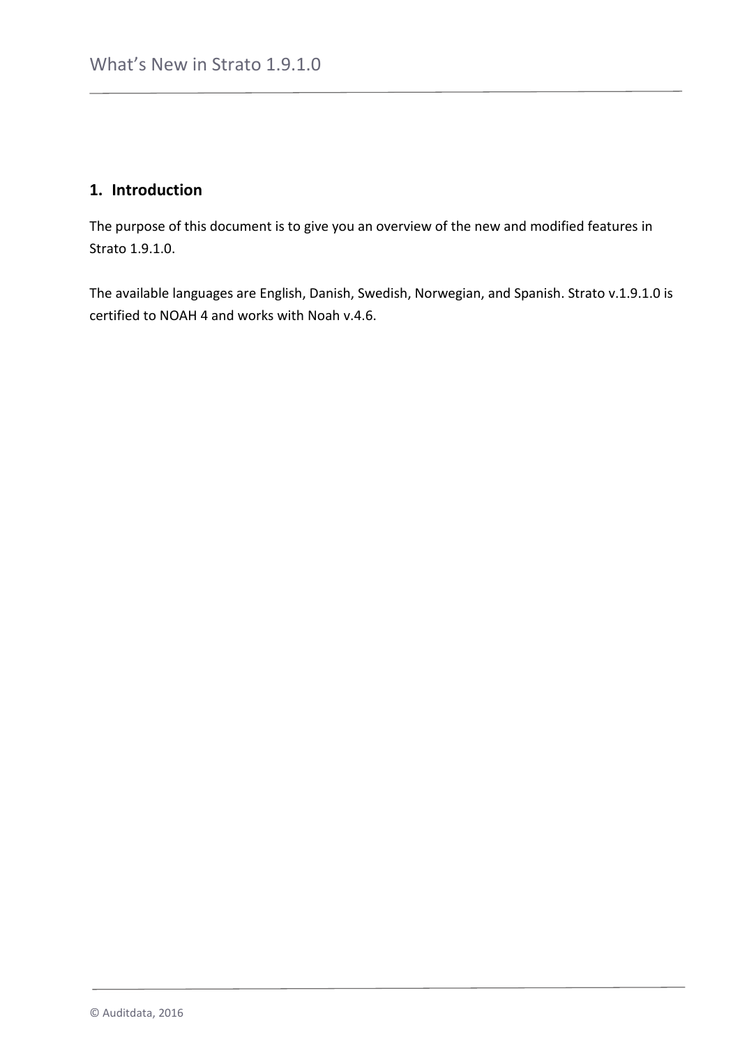## 1. Introduction

The purpose of this document is to give you an overview of the new and modified features in Strato 1.9.1.0.

The available languages are English, Danish, Swedish, Norwegian, and Spanish. Strato v.1.9.1.0 is certified to NOAH 4 and works with Noah v.4.6.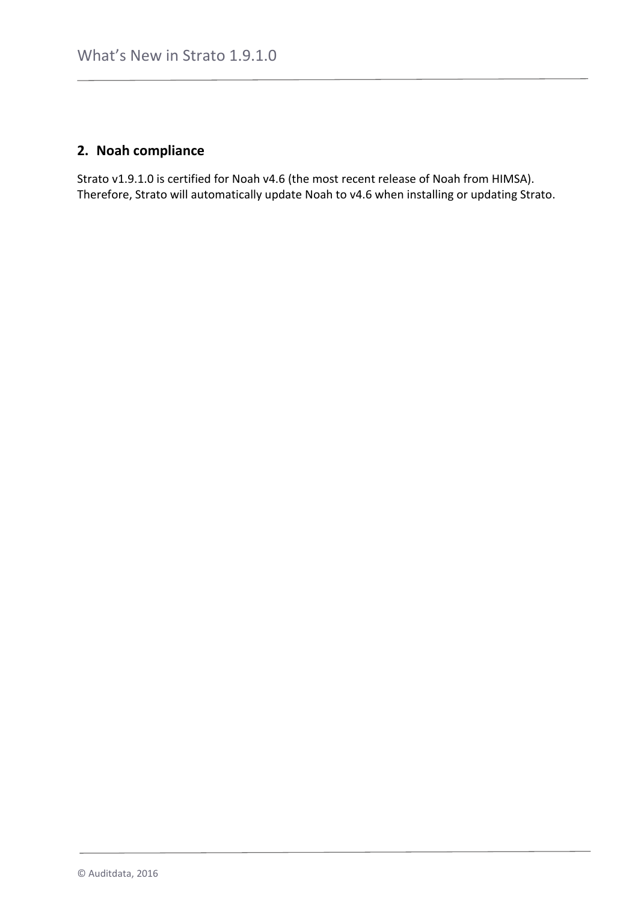## 2. Noah compliance

Strato v1.9.1.0 is certified for Noah v4.6 (the most recent release of Noah from HIMSA). Therefore, Strato will automatically update Noah to v4.6 when installing or updating Strato.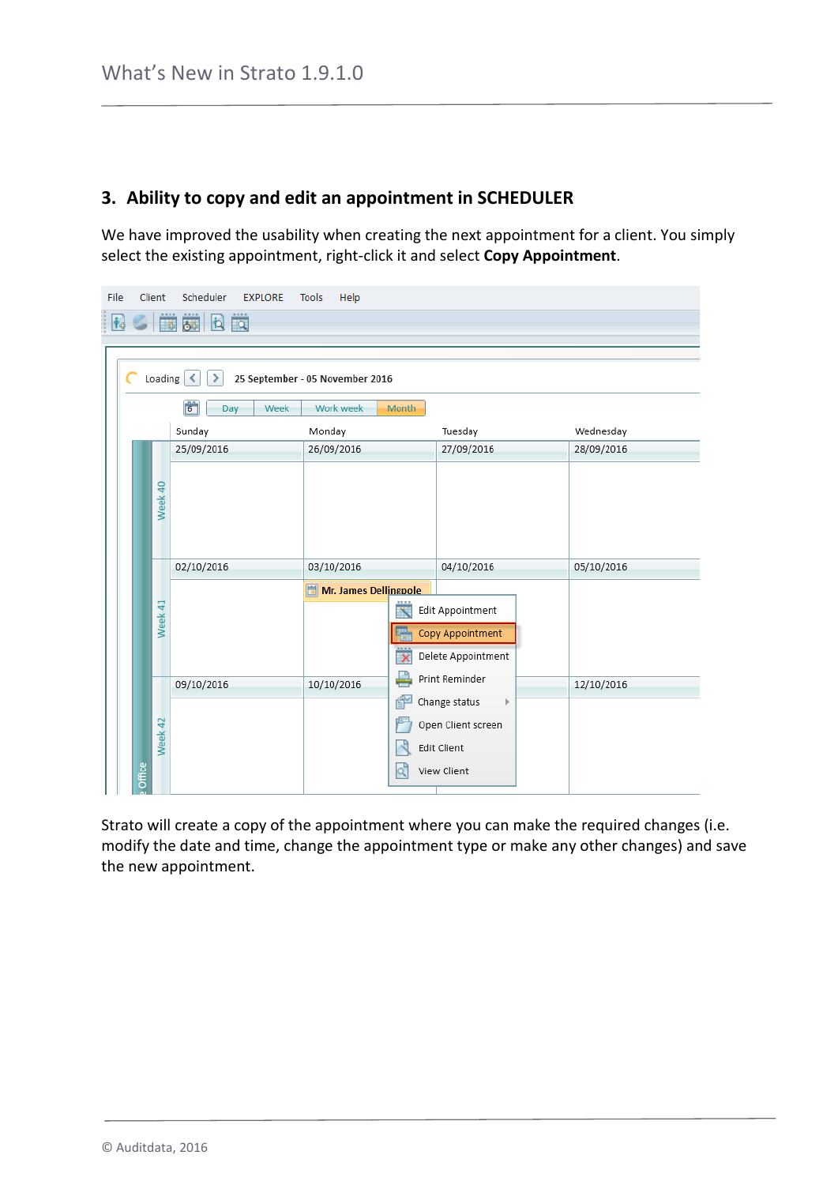## 3. Ability to copy and edit an appointment in SCHEDULER

We have improved the usability when creating the next appointment for a client. You simply select the existing appointment, right-click it and select **Copy Appointment**.

Strato will create a copy of the appointment where you can make the required changes (i.e. modify the date and time, change the appointment type or make any other changes) and save the new appointment.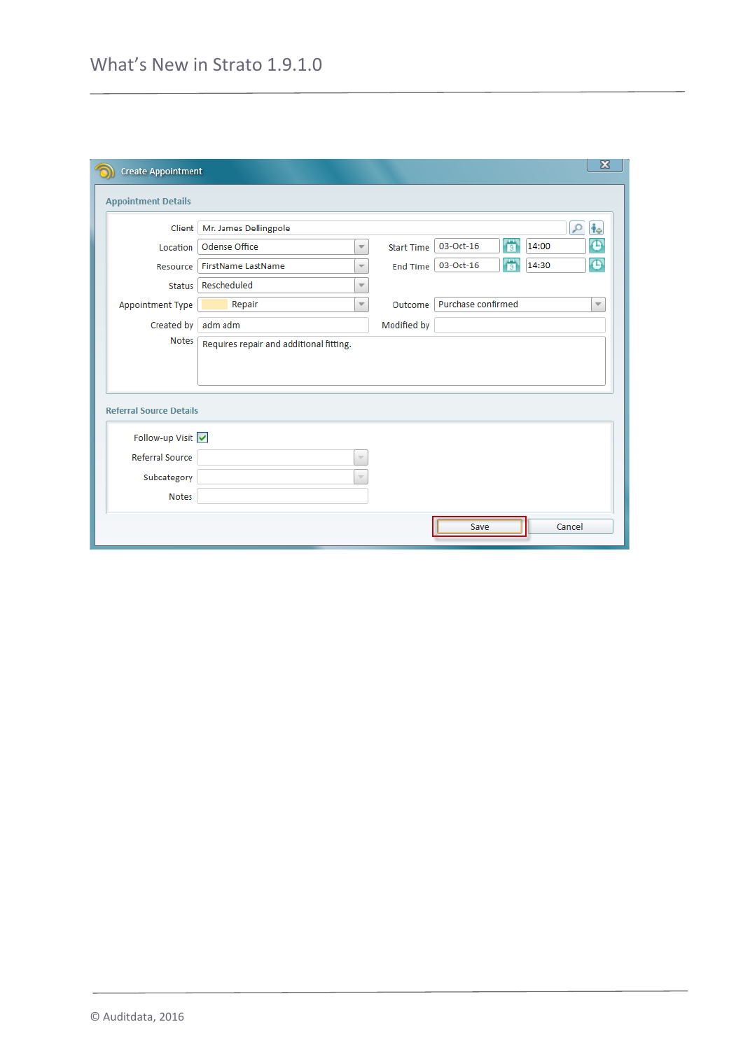**Create Appointment**

**Appointment Details**

| Field | Value | Field | Value |
|---|---|---|---|
| Client | Mr. James Dellingpole | | |
| Location | Odense Office | Start Time | 03-Oct-16 14:00 |
| Resource | FirstName LastName | End Time | 03-Oct-16 14:30 |
| Status | Rescheduled | | |
| Appointment Type | Repair | Outcome | Purchase confirmed |
| Created by | adm adm | Modified by | |
| Notes | Requires repair and additional fitting. | | |

**Referral Source Details**

| Field | Value |
|---|---|
| Follow-up Visit | ☑ |
| Referral Source | |
| Subcategory | |
| Notes | |

Save | Cancel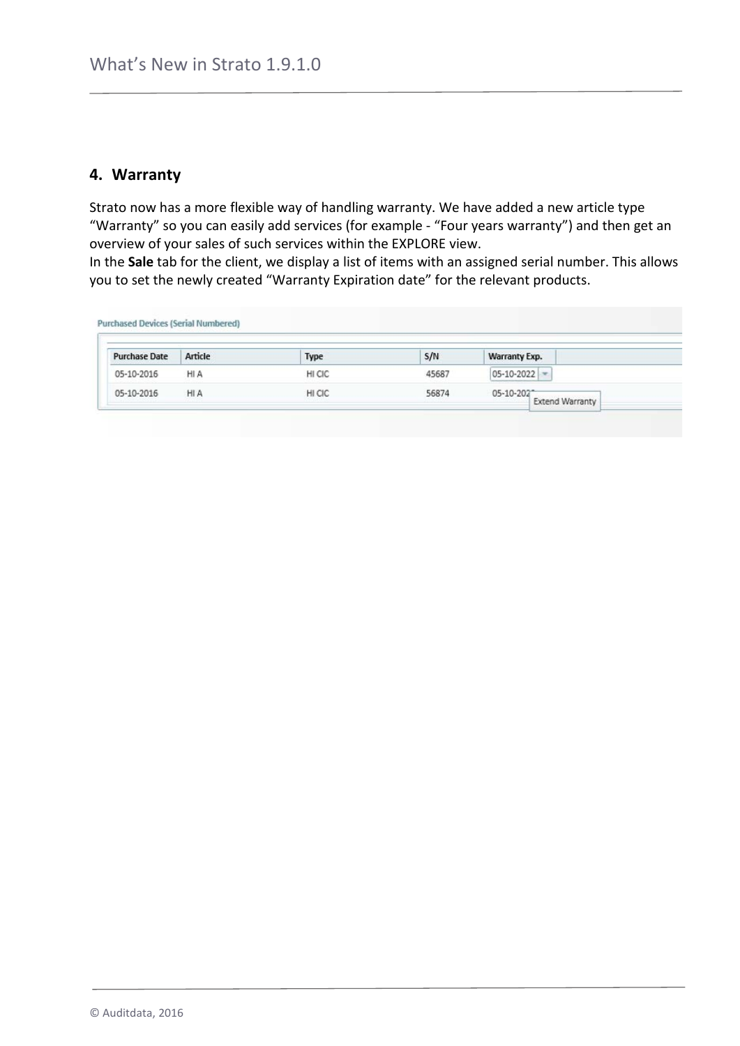## 4. Warranty

Strato now has a more flexible way of handling warranty. We have added a new article type "Warranty" so you can easily add services (for example - "Four years warranty") and then get an overview of your sales of such services within the EXPLORE view.
In the **Sale** tab for the client, we display a list of items with an assigned serial number. This allows you to set the newly created "Warranty Expiration date" for the relevant products.

Purchased Devices (Serial Numbered)

| Purchase Date | Article | Type | S/N | Warranty Exp. |
|---|---|---|---|---|
| 05-10-2016 | HI A | HI CIC | 45687 | 05-10-2022 |
| 05-10-2016 | HI A | HI CIC | 56874 | 05-10-202 Extend Warranty |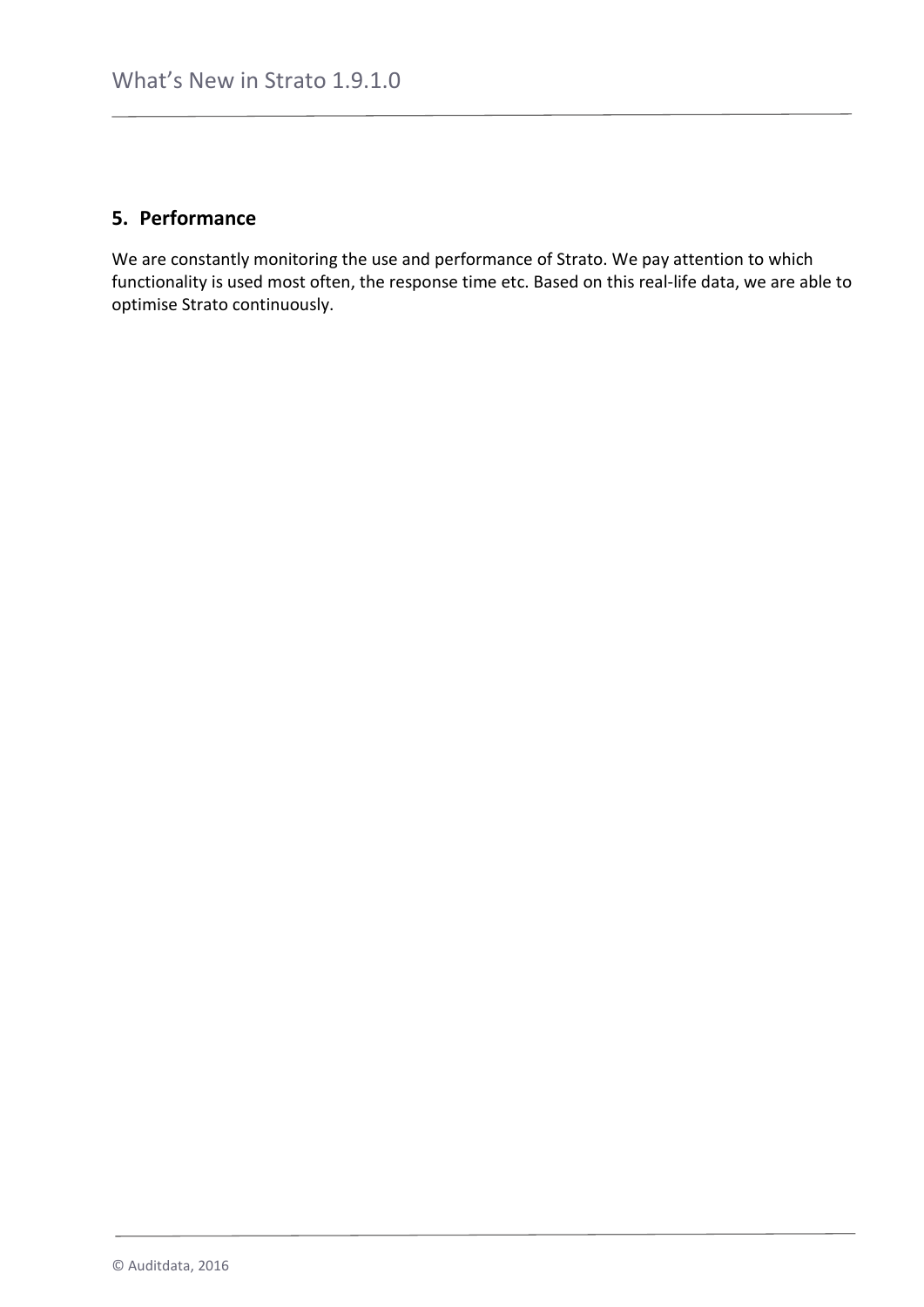## 5. Performance

We are constantly monitoring the use and performance of Strato. We pay attention to which functionality is used most often, the response time etc. Based on this real-life data, we are able to optimise Strato continuously.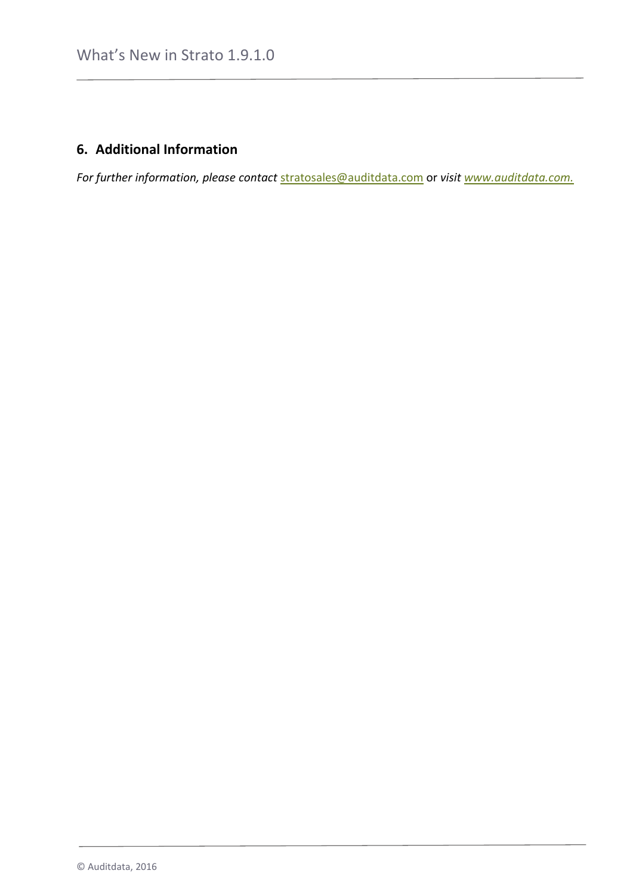## 6. Additional Information

*For further information, please contact* stratosales@auditdata.com or *visit www.auditdata.com.*